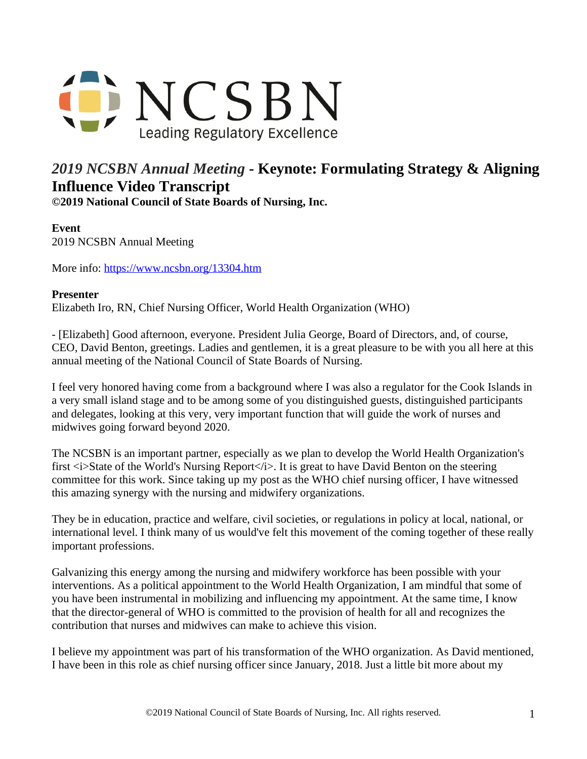# NCSBN

Leading Regulatory Excellence

## *2019 NCSBN Annual Meeting* - Keynote: Formulating Strategy & Aligning Influence Video Transcript

**©2019 National Council of State Boards of Nursing, Inc.**

**Event**
2019 NCSBN Annual Meeting

More info: https://www.ncsbn.org/13304.htm

**Presenter**
Elizabeth Iro, RN, Chief Nursing Officer, World Health Organization (WHO)

- [Elizabeth] Good afternoon, everyone. President Julia George, Board of Directors, and, of course, CEO, David Benton, greetings. Ladies and gentlemen, it is a great pleasure to be with you all here at this annual meeting of the National Council of State Boards of Nursing.

I feel very honored having come from a background where I was also a regulator for the Cook Islands in a very small island stage and to be among some of you distinguished guests, distinguished participants and delegates, looking at this very, very important function that will guide the work of nurses and midwives going forward beyond 2020.

The NCSBN is an important partner, especially as we plan to develop the World Health Organization's first <i>State of the World's Nursing Report</i>. It is great to have David Benton on the steering committee for this work. Since taking up my post as the WHO chief nursing officer, I have witnessed this amazing synergy with the nursing and midwifery organizations.

They be in education, practice and welfare, civil societies, or regulations in policy at local, national, or international level. I think many of us would've felt this movement of the coming together of these really important professions.

Galvanizing this energy among the nursing and midwifery workforce has been possible with your interventions. As a political appointment to the World Health Organization, I am mindful that some of you have been instrumental in mobilizing and influencing my appointment. At the same time, I know that the director-general of WHO is committed to the provision of health for all and recognizes the contribution that nurses and midwives can make to achieve this vision.

I believe my appointment was part of his transformation of the WHO organization. As David mentioned, I have been in this role as chief nursing officer since January, 2018. Just a little bit more about my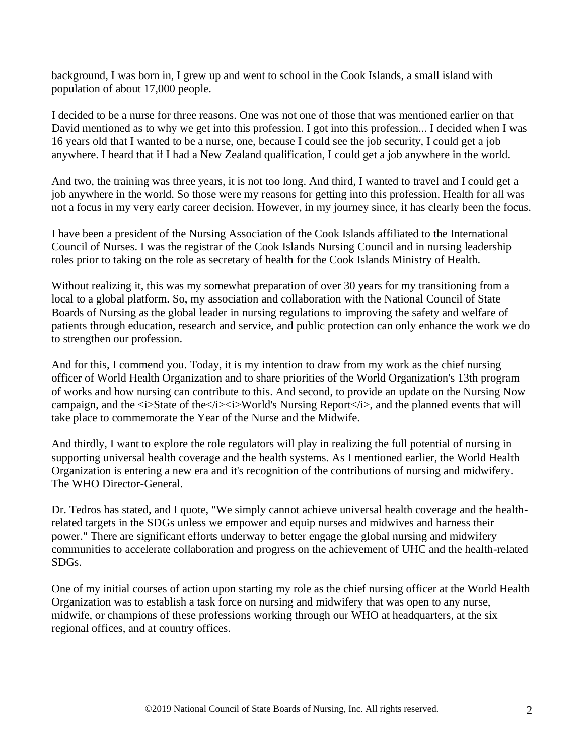background, I was born in, I grew up and went to school in the Cook Islands, a small island with population of about 17,000 people.

I decided to be a nurse for three reasons. One was not one of those that was mentioned earlier on that David mentioned as to why we get into this profession. I got into this profession... I decided when I was 16 years old that I wanted to be a nurse, one, because I could see the job security, I could get a job anywhere. I heard that if I had a New Zealand qualification, I could get a job anywhere in the world.

And two, the training was three years, it is not too long. And third, I wanted to travel and I could get a job anywhere in the world. So those were my reasons for getting into this profession. Health for all was not a focus in my very early career decision. However, in my journey since, it has clearly been the focus.

I have been a president of the Nursing Association of the Cook Islands affiliated to the International Council of Nurses. I was the registrar of the Cook Islands Nursing Council and in nursing leadership roles prior to taking on the role as secretary of health for the Cook Islands Ministry of Health.

Without realizing it, this was my somewhat preparation of over 30 years for my transitioning from a local to a global platform. So, my association and collaboration with the National Council of State Boards of Nursing as the global leader in nursing regulations to improving the safety and welfare of patients through education, research and service, and public protection can only enhance the work we do to strengthen our profession.

And for this, I commend you. Today, it is my intention to draw from my work as the chief nursing officer of World Health Organization and to share priorities of the World Organization's 13th program of works and how nursing can contribute to this. And second, to provide an update on the Nursing Now campaign, and the <i>State of the</i><i>World's Nursing Report</i>, and the planned events that will take place to commemorate the Year of the Nurse and the Midwife.

And thirdly, I want to explore the role regulators will play in realizing the full potential of nursing in supporting universal health coverage and the health systems. As I mentioned earlier, the World Health Organization is entering a new era and it's recognition of the contributions of nursing and midwifery. The WHO Director-General.

Dr. Tedros has stated, and I quote, "We simply cannot achieve universal health coverage and the health-related targets in the SDGs unless we empower and equip nurses and midwives and harness their power." There are significant efforts underway to better engage the global nursing and midwifery communities to accelerate collaboration and progress on the achievement of UHC and the health-related SDGs.

One of my initial courses of action upon starting my role as the chief nursing officer at the World Health Organization was to establish a task force on nursing and midwifery that was open to any nurse, midwife, or champions of these professions working through our WHO at headquarters, at the six regional offices, and at country offices.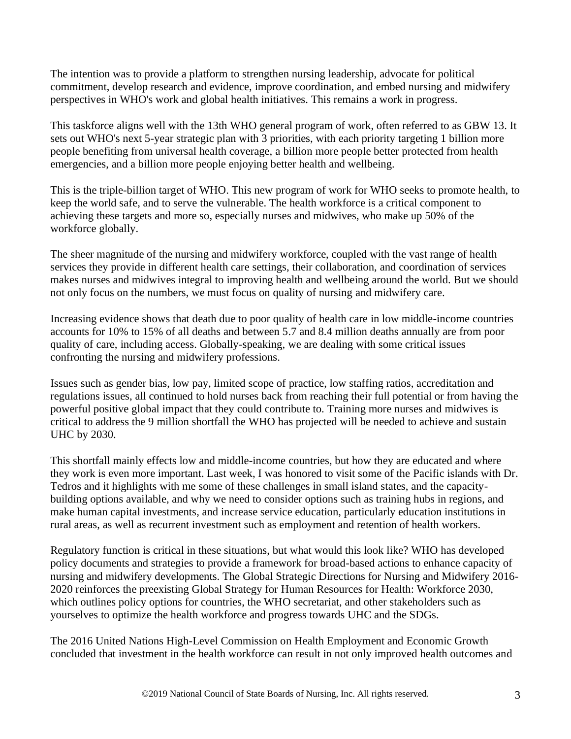The intention was to provide a platform to strengthen nursing leadership, advocate for political commitment, develop research and evidence, improve coordination, and embed nursing and midwifery perspectives in WHO's work and global health initiatives. This remains a work in progress.

This taskforce aligns well with the 13th WHO general program of work, often referred to as GBW 13. It sets out WHO's next 5-year strategic plan with 3 priorities, with each priority targeting 1 billion more people benefiting from universal health coverage, a billion more people better protected from health emergencies, and a billion more people enjoying better health and wellbeing.

This is the triple-billion target of WHO. This new program of work for WHO seeks to promote health, to keep the world safe, and to serve the vulnerable. The health workforce is a critical component to achieving these targets and more so, especially nurses and midwives, who make up 50% of the workforce globally.

The sheer magnitude of the nursing and midwifery workforce, coupled with the vast range of health services they provide in different health care settings, their collaboration, and coordination of services makes nurses and midwives integral to improving health and wellbeing around the world. But we should not only focus on the numbers, we must focus on quality of nursing and midwifery care.

Increasing evidence shows that death due to poor quality of health care in low middle-income countries accounts for 10% to 15% of all deaths and between 5.7 and 8.4 million deaths annually are from poor quality of care, including access. Globally-speaking, we are dealing with some critical issues confronting the nursing and midwifery professions.

Issues such as gender bias, low pay, limited scope of practice, low staffing ratios, accreditation and regulations issues, all continued to hold nurses back from reaching their full potential or from having the powerful positive global impact that they could contribute to. Training more nurses and midwives is critical to address the 9 million shortfall the WHO has projected will be needed to achieve and sustain UHC by 2030.

This shortfall mainly effects low and middle-income countries, but how they are educated and where they work is even more important. Last week, I was honored to visit some of the Pacific islands with Dr. Tedros and it highlights with me some of these challenges in small island states, and the capacity-building options available, and why we need to consider options such as training hubs in regions, and make human capital investments, and increase service education, particularly education institutions in rural areas, as well as recurrent investment such as employment and retention of health workers.

Regulatory function is critical in these situations, but what would this look like? WHO has developed policy documents and strategies to provide a framework for broad-based actions to enhance capacity of nursing and midwifery developments. The Global Strategic Directions for Nursing and Midwifery 2016-2020 reinforces the preexisting Global Strategy for Human Resources for Health: Workforce 2030, which outlines policy options for countries, the WHO secretariat, and other stakeholders such as yourselves to optimize the health workforce and progress towards UHC and the SDGs.

The 2016 United Nations High-Level Commission on Health Employment and Economic Growth concluded that investment in the health workforce can result in not only improved health outcomes and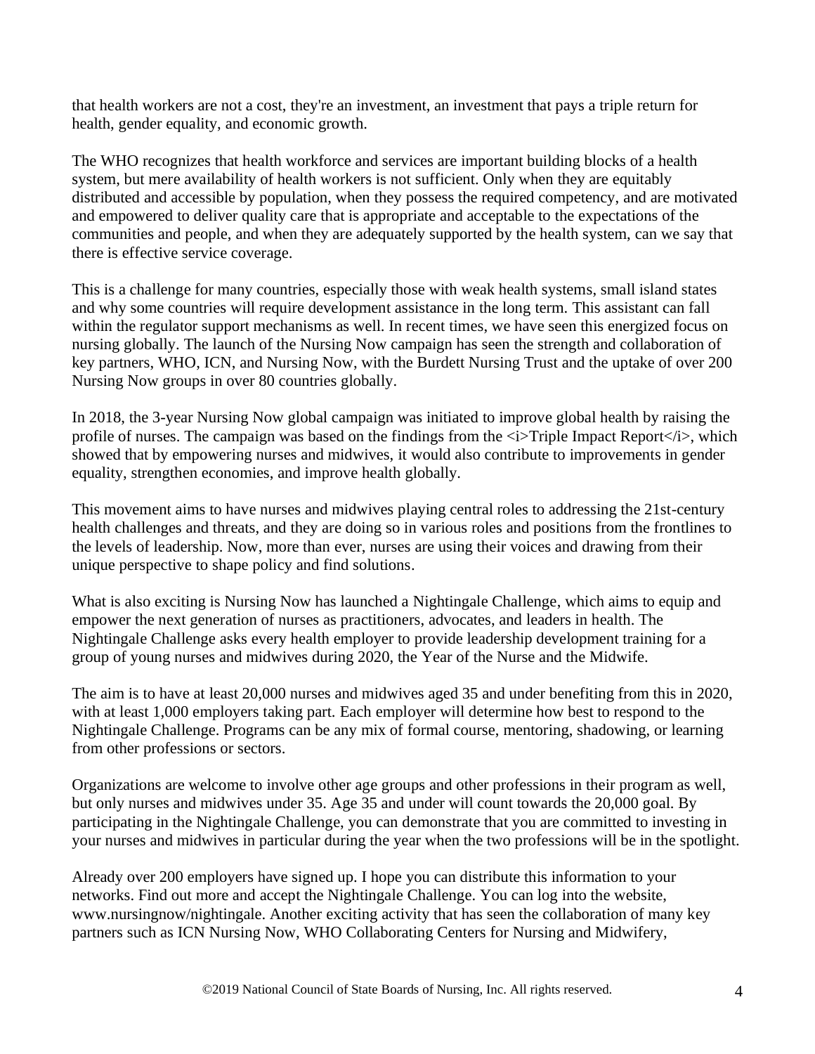that health workers are not a cost, they're an investment, an investment that pays a triple return for health, gender equality, and economic growth.

The WHO recognizes that health workforce and services are important building blocks of a health system, but mere availability of health workers is not sufficient. Only when they are equitably distributed and accessible by population, when they possess the required competency, and are motivated and empowered to deliver quality care that is appropriate and acceptable to the expectations of the communities and people, and when they are adequately supported by the health system, can we say that there is effective service coverage.

This is a challenge for many countries, especially those with weak health systems, small island states and why some countries will require development assistance in the long term. This assistant can fall within the regulator support mechanisms as well. In recent times, we have seen this energized focus on nursing globally. The launch of the Nursing Now campaign has seen the strength and collaboration of key partners, WHO, ICN, and Nursing Now, with the Burdett Nursing Trust and the uptake of over 200 Nursing Now groups in over 80 countries globally.

In 2018, the 3-year Nursing Now global campaign was initiated to improve global health by raising the profile of nurses. The campaign was based on the findings from the <i>Triple Impact Report</i>, which showed that by empowering nurses and midwives, it would also contribute to improvements in gender equality, strengthen economies, and improve health globally.

This movement aims to have nurses and midwives playing central roles to addressing the 21st-century health challenges and threats, and they are doing so in various roles and positions from the frontlines to the levels of leadership. Now, more than ever, nurses are using their voices and drawing from their unique perspective to shape policy and find solutions.

What is also exciting is Nursing Now has launched a Nightingale Challenge, which aims to equip and empower the next generation of nurses as practitioners, advocates, and leaders in health. The Nightingale Challenge asks every health employer to provide leadership development training for a group of young nurses and midwives during 2020, the Year of the Nurse and the Midwife.

The aim is to have at least 20,000 nurses and midwives aged 35 and under benefiting from this in 2020, with at least 1,000 employers taking part. Each employer will determine how best to respond to the Nightingale Challenge. Programs can be any mix of formal course, mentoring, shadowing, or learning from other professions or sectors.

Organizations are welcome to involve other age groups and other professions in their program as well, but only nurses and midwives under 35. Age 35 and under will count towards the 20,000 goal. By participating in the Nightingale Challenge, you can demonstrate that you are committed to investing in your nurses and midwives in particular during the year when the two professions will be in the spotlight.

Already over 200 employers have signed up. I hope you can distribute this information to your networks. Find out more and accept the Nightingale Challenge. You can log into the website, www.nursingnow/nightingale. Another exciting activity that has seen the collaboration of many key partners such as ICN Nursing Now, WHO Collaborating Centers for Nursing and Midwifery,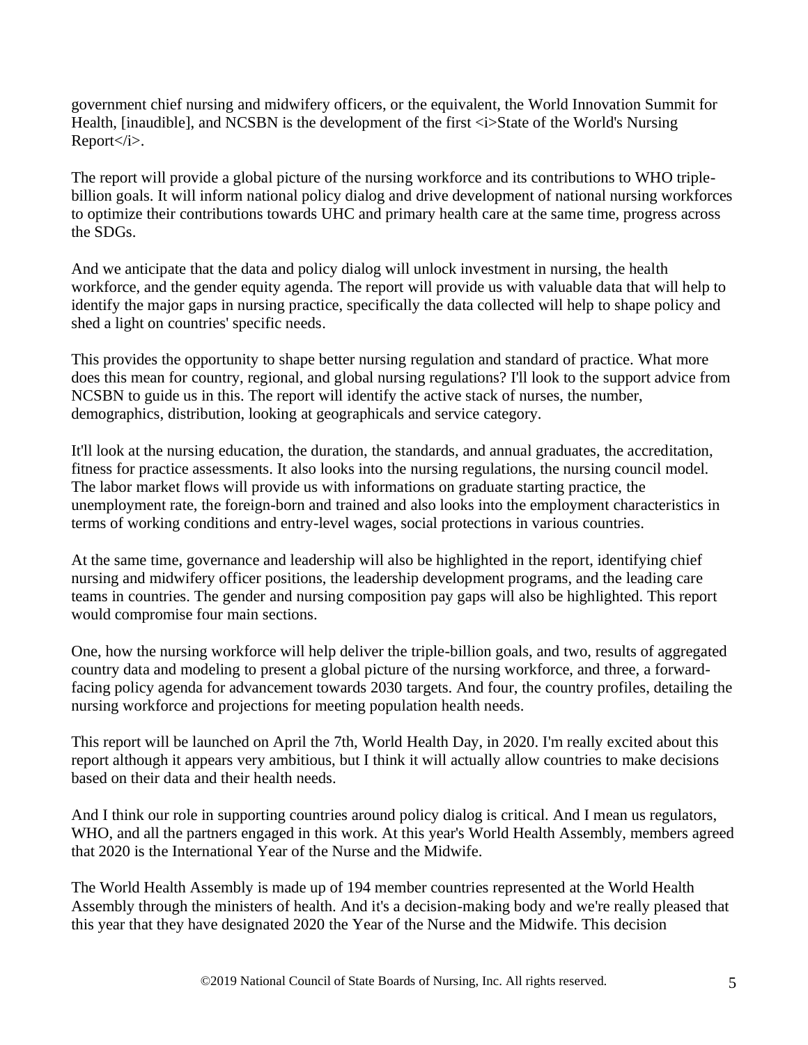government chief nursing and midwifery officers, or the equivalent, the World Innovation Summit for Health, [inaudible], and NCSBN is the development of the first <i>State of the World's Nursing Report</i>.

The report will provide a global picture of the nursing workforce and its contributions to WHO triple-billion goals. It will inform national policy dialog and drive development of national nursing workforces to optimize their contributions towards UHC and primary health care at the same time, progress across the SDGs.

And we anticipate that the data and policy dialog will unlock investment in nursing, the health workforce, and the gender equity agenda. The report will provide us with valuable data that will help to identify the major gaps in nursing practice, specifically the data collected will help to shape policy and shed a light on countries' specific needs.

This provides the opportunity to shape better nursing regulation and standard of practice. What more does this mean for country, regional, and global nursing regulations? I'll look to the support advice from NCSBN to guide us in this. The report will identify the active stack of nurses, the number, demographics, distribution, looking at geographicals and service category.

It'll look at the nursing education, the duration, the standards, and annual graduates, the accreditation, fitness for practice assessments. It also looks into the nursing regulations, the nursing council model. The labor market flows will provide us with informations on graduate starting practice, the unemployment rate, the foreign-born and trained and also looks into the employment characteristics in terms of working conditions and entry-level wages, social protections in various countries.

At the same time, governance and leadership will also be highlighted in the report, identifying chief nursing and midwifery officer positions, the leadership development programs, and the leading care teams in countries. The gender and nursing composition pay gaps will also be highlighted. This report would compromise four main sections.

One, how the nursing workforce will help deliver the triple-billion goals, and two, results of aggregated country data and modeling to present a global picture of the nursing workforce, and three, a forward-facing policy agenda for advancement towards 2030 targets. And four, the country profiles, detailing the nursing workforce and projections for meeting population health needs.

This report will be launched on April the 7th, World Health Day, in 2020. I'm really excited about this report although it appears very ambitious, but I think it will actually allow countries to make decisions based on their data and their health needs.

And I think our role in supporting countries around policy dialog is critical. And I mean us regulators, WHO, and all the partners engaged in this work. At this year's World Health Assembly, members agreed that 2020 is the International Year of the Nurse and the Midwife.

The World Health Assembly is made up of 194 member countries represented at the World Health Assembly through the ministers of health. And it's a decision-making body and we're really pleased that this year that they have designated 2020 the Year of the Nurse and the Midwife. This decision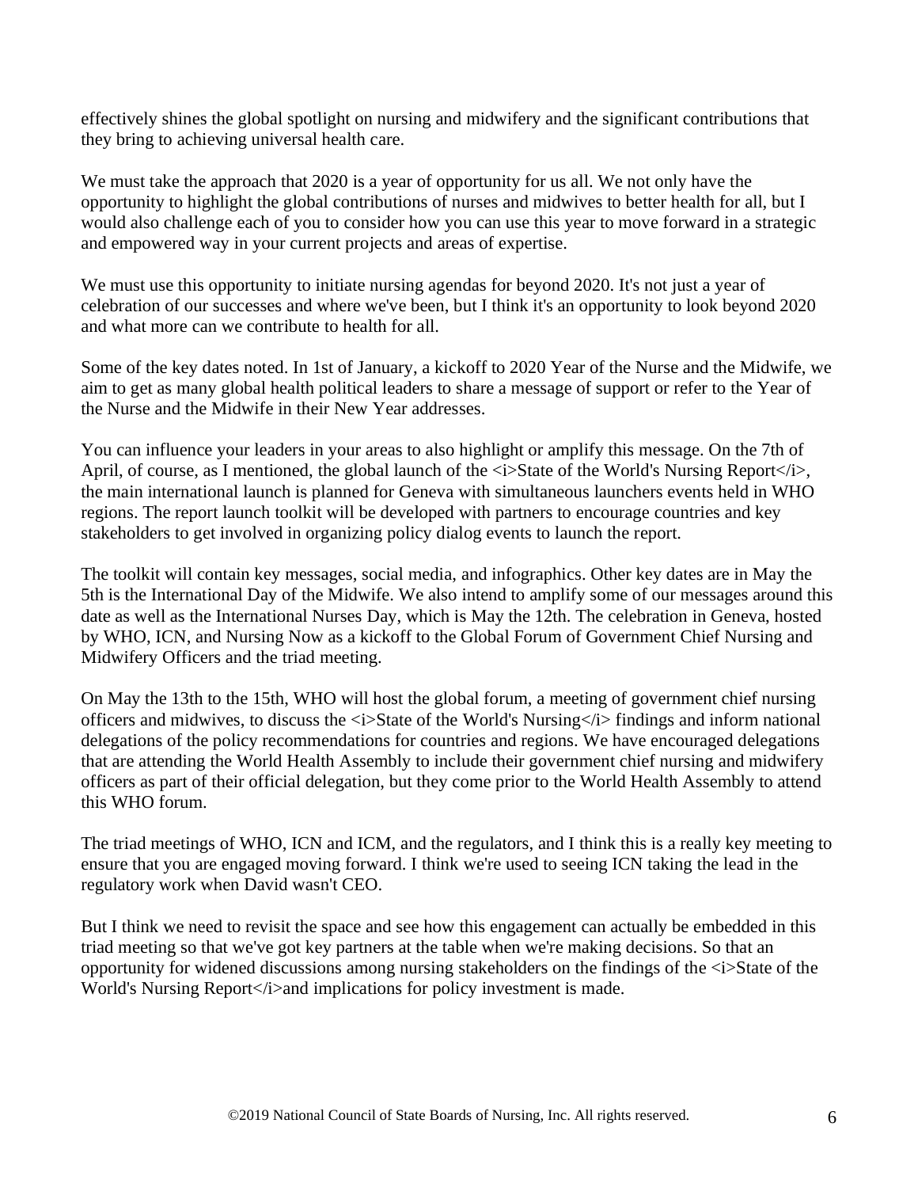effectively shines the global spotlight on nursing and midwifery and the significant contributions that they bring to achieving universal health care.

We must take the approach that 2020 is a year of opportunity for us all. We not only have the opportunity to highlight the global contributions of nurses and midwives to better health for all, but I would also challenge each of you to consider how you can use this year to move forward in a strategic and empowered way in your current projects and areas of expertise.

We must use this opportunity to initiate nursing agendas for beyond 2020. It's not just a year of celebration of our successes and where we've been, but I think it's an opportunity to look beyond 2020 and what more can we contribute to health for all.

Some of the key dates noted. In 1st of January, a kickoff to 2020 Year of the Nurse and the Midwife, we aim to get as many global health political leaders to share a message of support or refer to the Year of the Nurse and the Midwife in their New Year addresses.

You can influence your leaders in your areas to also highlight or amplify this message. On the 7th of April, of course, as I mentioned, the global launch of the *State of the World's Nursing Report*, the main international launch is planned for Geneva with simultaneous launchers events held in WHO regions. The report launch toolkit will be developed with partners to encourage countries and key stakeholders to get involved in organizing policy dialog events to launch the report.

The toolkit will contain key messages, social media, and infographics. Other key dates are in May the 5th is the International Day of the Midwife. We also intend to amplify some of our messages around this date as well as the International Nurses Day, which is May the 12th. The celebration in Geneva, hosted by WHO, ICN, and Nursing Now as a kickoff to the Global Forum of Government Chief Nursing and Midwifery Officers and the triad meeting.

On May the 13th to the 15th, WHO will host the global forum, a meeting of government chief nursing officers and midwives, to discuss the *State of the World's Nursing* findings and inform national delegations of the policy recommendations for countries and regions. We have encouraged delegations that are attending the World Health Assembly to include their government chief nursing and midwifery officers as part of their official delegation, but they come prior to the World Health Assembly to attend this WHO forum.

The triad meetings of WHO, ICN and ICM, and the regulators, and I think this is a really key meeting to ensure that you are engaged moving forward. I think we're used to seeing ICN taking the lead in the regulatory work when David wasn't CEO.

But I think we need to revisit the space and see how this engagement can actually be embedded in this triad meeting so that we've got key partners at the table when we're making decisions. So that an opportunity for widened discussions among nursing stakeholders on the findings of the *State of the World's Nursing Report* and implications for policy investment is made.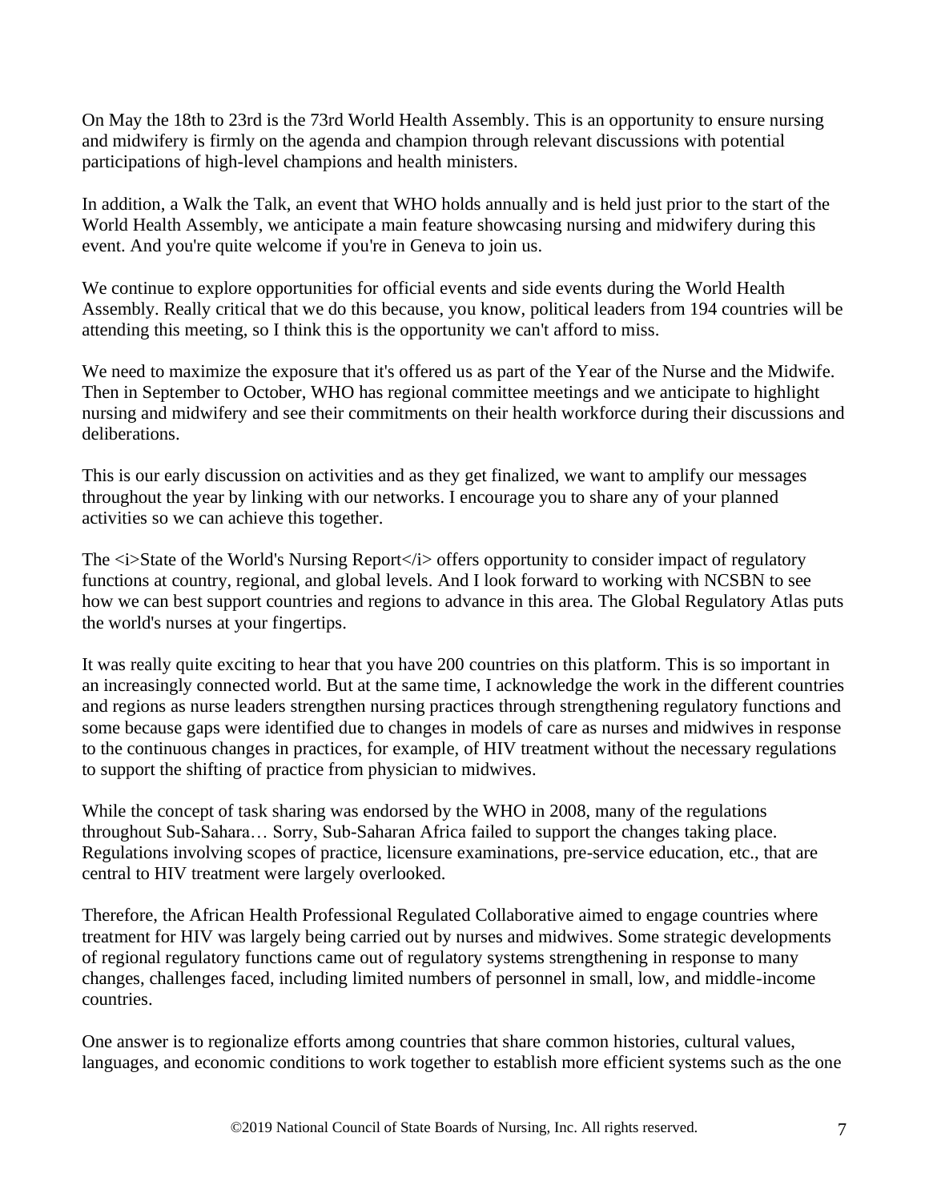On May the 18th to 23rd is the 73rd World Health Assembly. This is an opportunity to ensure nursing and midwifery is firmly on the agenda and champion through relevant discussions with potential participations of high-level champions and health ministers.

In addition, a Walk the Talk, an event that WHO holds annually and is held just prior to the start of the World Health Assembly, we anticipate a main feature showcasing nursing and midwifery during this event. And you're quite welcome if you're in Geneva to join us.

We continue to explore opportunities for official events and side events during the World Health Assembly. Really critical that we do this because, you know, political leaders from 194 countries will be attending this meeting, so I think this is the opportunity we can't afford to miss.

We need to maximize the exposure that it's offered us as part of the Year of the Nurse and the Midwife. Then in September to October, WHO has regional committee meetings and we anticipate to highlight nursing and midwifery and see their commitments on their health workforce during their discussions and deliberations.

This is our early discussion on activities and as they get finalized, we want to amplify our messages throughout the year by linking with our networks. I encourage you to share any of your planned activities so we can achieve this together.

The <i>State of the World's Nursing Report</i> offers opportunity to consider impact of regulatory functions at country, regional, and global levels. And I look forward to working with NCSBN to see how we can best support countries and regions to advance in this area. The Global Regulatory Atlas puts the world's nurses at your fingertips.

It was really quite exciting to hear that you have 200 countries on this platform. This is so important in an increasingly connected world. But at the same time, I acknowledge the work in the different countries and regions as nurse leaders strengthen nursing practices through strengthening regulatory functions and some because gaps were identified due to changes in models of care as nurses and midwives in response to the continuous changes in practices, for example, of HIV treatment without the necessary regulations to support the shifting of practice from physician to midwives.

While the concept of task sharing was endorsed by the WHO in 2008, many of the regulations throughout Sub-Sahara… Sorry, Sub-Saharan Africa failed to support the changes taking place. Regulations involving scopes of practice, licensure examinations, pre-service education, etc., that are central to HIV treatment were largely overlooked.

Therefore, the African Health Professional Regulated Collaborative aimed to engage countries where treatment for HIV was largely being carried out by nurses and midwives. Some strategic developments of regional regulatory functions came out of regulatory systems strengthening in response to many changes, challenges faced, including limited numbers of personnel in small, low, and middle-income countries.

One answer is to regionalize efforts among countries that share common histories, cultural values, languages, and economic conditions to work together to establish more efficient systems such as the one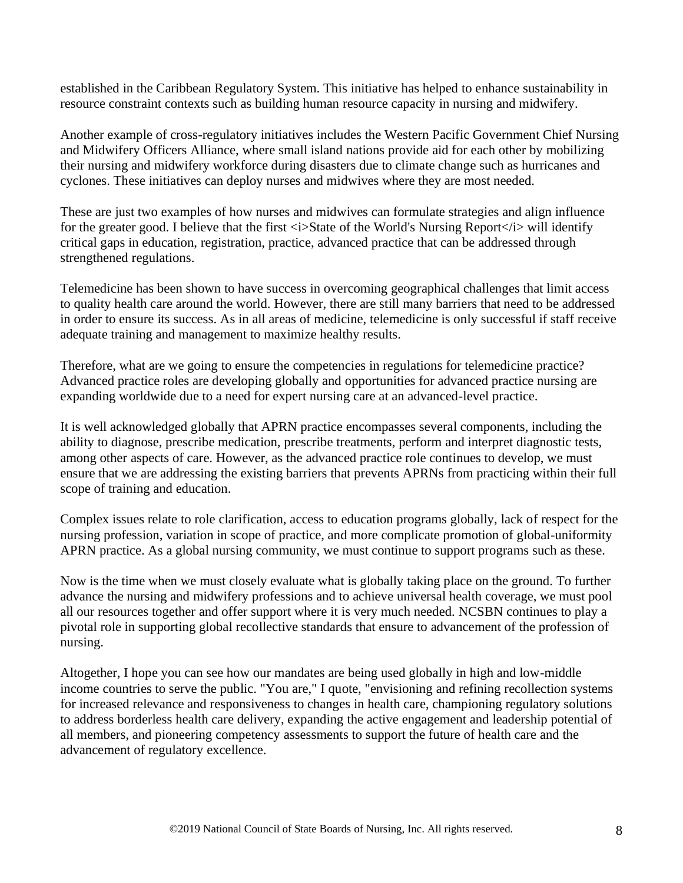established in the Caribbean Regulatory System. This initiative has helped to enhance sustainability in resource constraint contexts such as building human resource capacity in nursing and midwifery.

Another example of cross-regulatory initiatives includes the Western Pacific Government Chief Nursing and Midwifery Officers Alliance, where small island nations provide aid for each other by mobilizing their nursing and midwifery workforce during disasters due to climate change such as hurricanes and cyclones. These initiatives can deploy nurses and midwives where they are most needed.

These are just two examples of how nurses and midwives can formulate strategies and align influence for the greater good. I believe that the first <i>State of the World's Nursing Report</i> will identify critical gaps in education, registration, practice, advanced practice that can be addressed through strengthened regulations.

Telemedicine has been shown to have success in overcoming geographical challenges that limit access to quality health care around the world. However, there are still many barriers that need to be addressed in order to ensure its success. As in all areas of medicine, telemedicine is only successful if staff receive adequate training and management to maximize healthy results.

Therefore, what are we going to ensure the competencies in regulations for telemedicine practice? Advanced practice roles are developing globally and opportunities for advanced practice nursing are expanding worldwide due to a need for expert nursing care at an advanced-level practice.

It is well acknowledged globally that APRN practice encompasses several components, including the ability to diagnose, prescribe medication, prescribe treatments, perform and interpret diagnostic tests, among other aspects of care. However, as the advanced practice role continues to develop, we must ensure that we are addressing the existing barriers that prevents APRNs from practicing within their full scope of training and education.

Complex issues relate to role clarification, access to education programs globally, lack of respect for the nursing profession, variation in scope of practice, and more complicate promotion of global-uniformity APRN practice. As a global nursing community, we must continue to support programs such as these.

Now is the time when we must closely evaluate what is globally taking place on the ground. To further advance the nursing and midwifery professions and to achieve universal health coverage, we must pool all our resources together and offer support where it is very much needed. NCSBN continues to play a pivotal role in supporting global recollective standards that ensure to advancement of the profession of nursing.

Altogether, I hope you can see how our mandates are being used globally in high and low-middle income countries to serve the public. "You are," I quote, "envisioning and refining recollection systems for increased relevance and responsiveness to changes in health care, championing regulatory solutions to address borderless health care delivery, expanding the active engagement and leadership potential of all members, and pioneering competency assessments to support the future of health care and the advancement of regulatory excellence.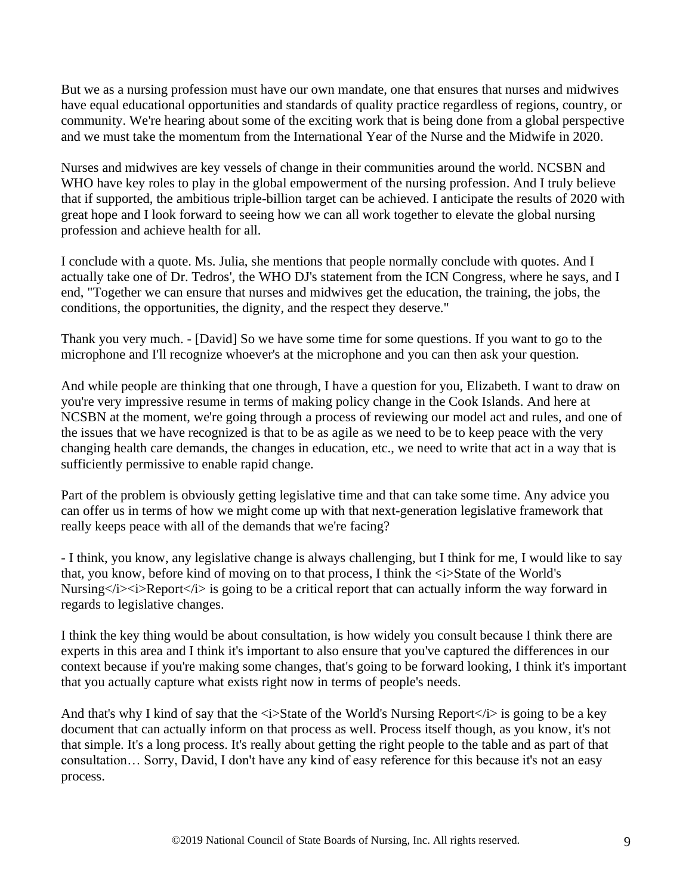But we as a nursing profession must have our own mandate, one that ensures that nurses and midwives have equal educational opportunities and standards of quality practice regardless of regions, country, or community. We're hearing about some of the exciting work that is being done from a global perspective and we must take the momentum from the International Year of the Nurse and the Midwife in 2020.

Nurses and midwives are key vessels of change in their communities around the world. NCSBN and WHO have key roles to play in the global empowerment of the nursing profession. And I truly believe that if supported, the ambitious triple-billion target can be achieved. I anticipate the results of 2020 with great hope and I look forward to seeing how we can all work together to elevate the global nursing profession and achieve health for all.

I conclude with a quote. Ms. Julia, she mentions that people normally conclude with quotes. And I actually take one of Dr. Tedros', the WHO DJ's statement from the ICN Congress, where he says, and I end, "Together we can ensure that nurses and midwives get the education, the training, the jobs, the conditions, the opportunities, the dignity, and the respect they deserve."

Thank you very much. - [David] So we have some time for some questions. If you want to go to the microphone and I'll recognize whoever's at the microphone and you can then ask your question.

And while people are thinking that one through, I have a question for you, Elizabeth. I want to draw on you're very impressive resume in terms of making policy change in the Cook Islands. And here at NCSBN at the moment, we're going through a process of reviewing our model act and rules, and one of the issues that we have recognized is that to be as agile as we need to be to keep peace with the very changing health care demands, the changes in education, etc., we need to write that act in a way that is sufficiently permissive to enable rapid change.

Part of the problem is obviously getting legislative time and that can take some time. Any advice you can offer us in terms of how we might come up with that next-generation legislative framework that really keeps peace with all of the demands that we're facing?

- I think, you know, any legislative change is always challenging, but I think for me, I would like to say that, you know, before kind of moving on to that process, I think the <i>State of the World's Nursing</i><i>Report</i> is going to be a critical report that can actually inform the way forward in regards to legislative changes.

I think the key thing would be about consultation, is how widely you consult because I think there are experts in this area and I think it's important to also ensure that you've captured the differences in our context because if you're making some changes, that's going to be forward looking, I think it's important that you actually capture what exists right now in terms of people's needs.

And that's why I kind of say that the <i>State of the World's Nursing Report</i> is going to be a key document that can actually inform on that process as well. Process itself though, as you know, it's not that simple. It's a long process. It's really about getting the right people to the table and as part of that consultation… Sorry, David, I don't have any kind of easy reference for this because it's not an easy process.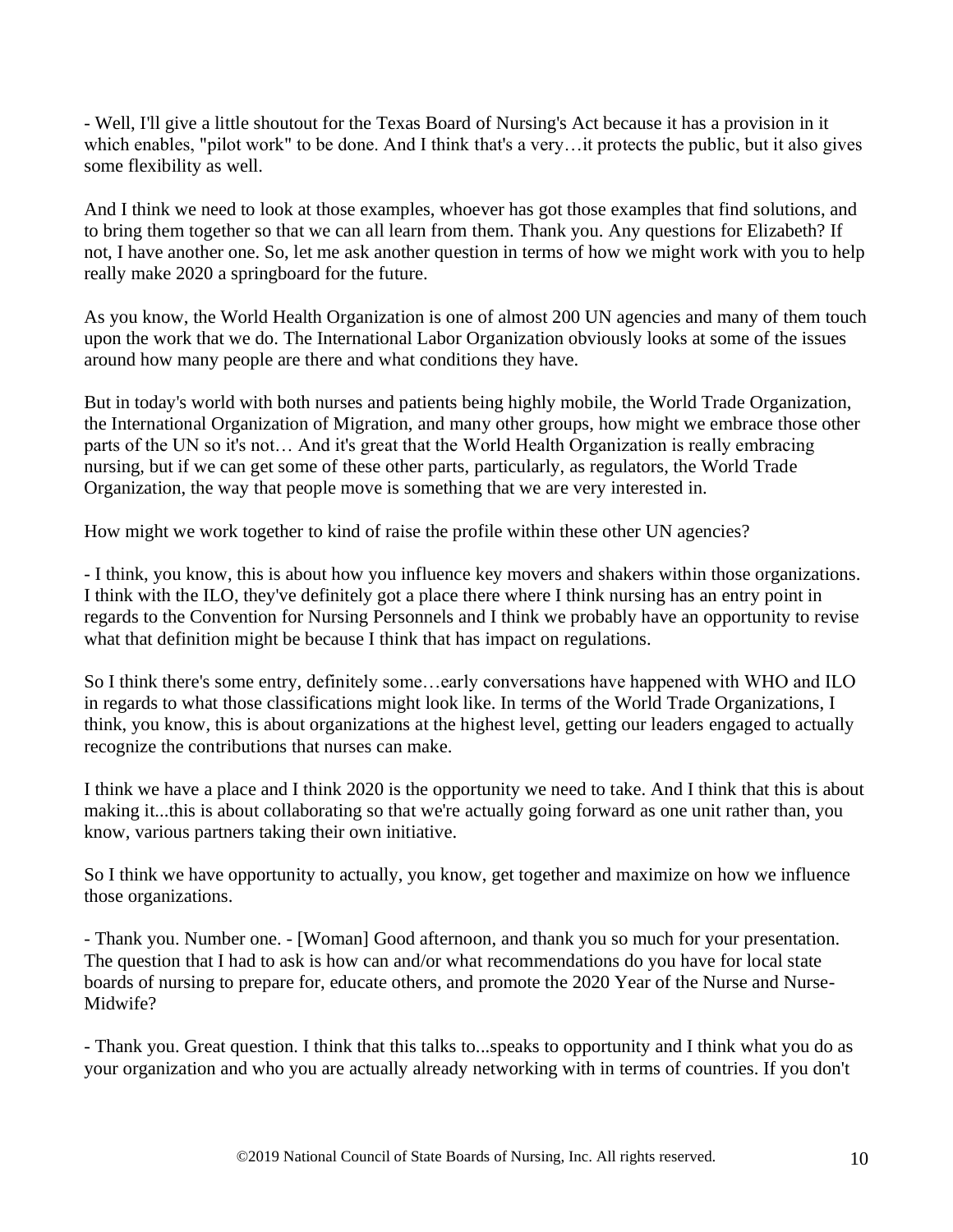- Well, I'll give a little shoutout for the Texas Board of Nursing's Act because it has a provision in it which enables, "pilot work" to be done. And I think that's a very…it protects the public, but it also gives some flexibility as well.

And I think we need to look at those examples, whoever has got those examples that find solutions, and to bring them together so that we can all learn from them. Thank you. Any questions for Elizabeth? If not, I have another one. So, let me ask another question in terms of how we might work with you to help really make 2020 a springboard for the future.

As you know, the World Health Organization is one of almost 200 UN agencies and many of them touch upon the work that we do. The International Labor Organization obviously looks at some of the issues around how many people are there and what conditions they have.

But in today's world with both nurses and patients being highly mobile, the World Trade Organization, the International Organization of Migration, and many other groups, how might we embrace those other parts of the UN so it's not… And it's great that the World Health Organization is really embracing nursing, but if we can get some of these other parts, particularly, as regulators, the World Trade Organization, the way that people move is something that we are very interested in.

How might we work together to kind of raise the profile within these other UN agencies?

- I think, you know, this is about how you influence key movers and shakers within those organizations. I think with the ILO, they've definitely got a place there where I think nursing has an entry point in regards to the Convention for Nursing Personnels and I think we probably have an opportunity to revise what that definition might be because I think that has impact on regulations.

So I think there's some entry, definitely some…early conversations have happened with WHO and ILO in regards to what those classifications might look like. In terms of the World Trade Organizations, I think, you know, this is about organizations at the highest level, getting our leaders engaged to actually recognize the contributions that nurses can make.

I think we have a place and I think 2020 is the opportunity we need to take. And I think that this is about making it...this is about collaborating so that we're actually going forward as one unit rather than, you know, various partners taking their own initiative.

So I think we have opportunity to actually, you know, get together and maximize on how we influence those organizations.

- Thank you. Number one. - [Woman] Good afternoon, and thank you so much for your presentation. The question that I had to ask is how can and/or what recommendations do you have for local state boards of nursing to prepare for, educate others, and promote the 2020 Year of the Nurse and Nurse-Midwife?

- Thank you. Great question. I think that this talks to...speaks to opportunity and I think what you do as your organization and who you are actually already networking with in terms of countries. If you don't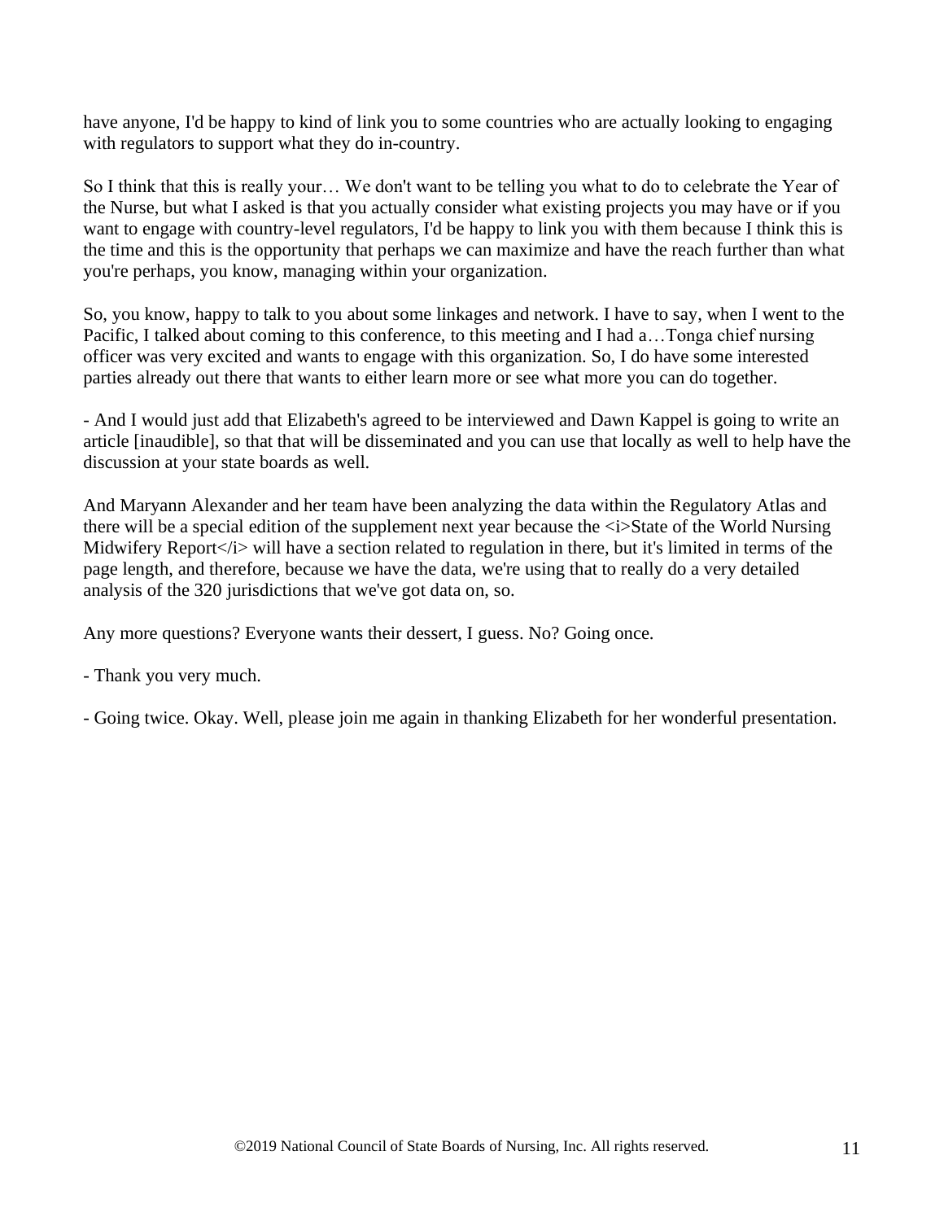have anyone, I'd be happy to kind of link you to some countries who are actually looking to engaging with regulators to support what they do in-country.

So I think that this is really your… We don't want to be telling you what to do to celebrate the Year of the Nurse, but what I asked is that you actually consider what existing projects you may have or if you want to engage with country-level regulators, I'd be happy to link you with them because I think this is the time and this is the opportunity that perhaps we can maximize and have the reach further than what you're perhaps, you know, managing within your organization.

So, you know, happy to talk to you about some linkages and network. I have to say, when I went to the Pacific, I talked about coming to this conference, to this meeting and I had a…Tonga chief nursing officer was very excited and wants to engage with this organization. So, I do have some interested parties already out there that wants to either learn more or see what more you can do together.

- And I would just add that Elizabeth's agreed to be interviewed and Dawn Kappel is going to write an article [inaudible], so that that will be disseminated and you can use that locally as well to help have the discussion at your state boards as well.

And Maryann Alexander and her team have been analyzing the data within the Regulatory Atlas and there will be a special edition of the supplement next year because the <i>State of the World Nursing Midwifery Report</i> will have a section related to regulation in there, but it's limited in terms of the page length, and therefore, because we have the data, we're using that to really do a very detailed analysis of the 320 jurisdictions that we've got data on, so.

Any more questions? Everyone wants their dessert, I guess. No? Going once.

- Thank you very much.

- Going twice. Okay. Well, please join me again in thanking Elizabeth for her wonderful presentation.

©2019 National Council of State Boards of Nursing, Inc. All rights reserved.